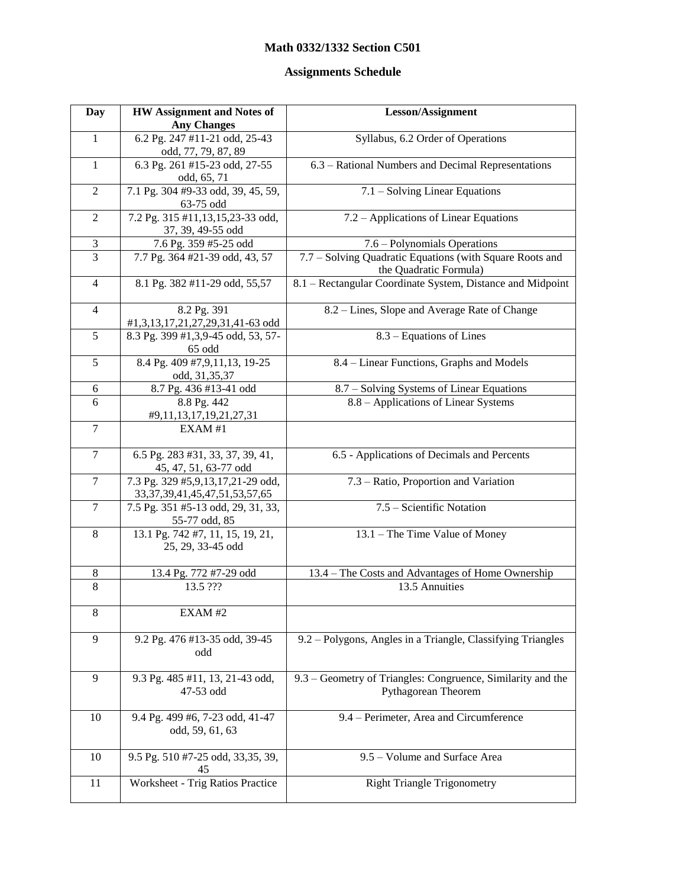# Math 0332/1332 Section C501

## Assignments Schedule

| Day | HW Assignment and Notes of Any Changes | Lesson/Assignment |
|---|---|---|
| 1 | 6.2 Pg. 247 #11-21 odd, 25-43 odd, 77, 79, 87, 89 | Syllabus, 6.2 Order of Operations |
| 1 | 6.3 Pg. 261 #15-23 odd, 27-55 odd, 65, 71 | 6.3 – Rational Numbers and Decimal Representations |
| 2 | 7.1 Pg. 304 #9-33 odd, 39, 45, 59, 63-75 odd | 7.1 – Solving Linear Equations |
| 2 | 7.2 Pg. 315 #11,13,15,23-33 odd, 37, 39, 49-55 odd | 7.2 – Applications of Linear Equations |
| 3 | 7.6 Pg. 359 #5-25 odd | 7.6 – Polynomials Operations |
| 3 | 7.7 Pg. 364 #21-39 odd, 43, 57 | 7.7 – Solving Quadratic Equations (with Square Roots and the Quadratic Formula) |
| 4 | 8.1 Pg. 382 #11-29 odd, 55,57 | 8.1 – Rectangular Coordinate System, Distance and Midpoint |
| 4 | 8.2 Pg. 391 #1,3,13,17,21,27,29,31,41-63 odd | 8.2 – Lines, Slope and Average Rate of Change |
| 5 | 8.3 Pg. 399 #1,3,9-45 odd, 53, 57-65 odd | 8.3 – Equations of Lines |
| 5 | 8.4 Pg. 409 #7,9,11,13, 19-25 odd, 31,35,37 | 8.4 – Linear Functions, Graphs and Models |
| 6 | 8.7 Pg. 436 #13-41 odd | 8.7 – Solving Systems of Linear Equations |
| 6 | 8.8 Pg. 442 #9,11,13,17,19,21,27,31 | 8.8 – Applications of Linear Systems |
| 7 | EXAM #1 | |
| 7 | 6.5 Pg. 283 #31, 33, 37, 39, 41, 45, 47, 51, 63-77 odd | 6.5 - Applications of Decimals and Percents |
| 7 | 7.3 Pg. 329 #5,9,13,17,21-29 odd, 33,37,39,41,45,47,51,53,57,65 | 7.3 – Ratio, Proportion and Variation |
| 7 | 7.5 Pg. 351 #5-13 odd, 29, 31, 33, 55-77 odd, 85 | 7.5 – Scientific Notation |
| 8 | 13.1 Pg. 742 #7, 11, 15, 19, 21, 25, 29, 33-45 odd | 13.1 – The Time Value of Money |
| 8 | 13.4 Pg. 772 #7-29 odd | 13.4 – The Costs and Advantages of Home Ownership |
| 8 | 13.5 ??? | 13.5 Annuities |
| 8 | EXAM #2 | |
| 9 | 9.2 Pg. 476 #13-35 odd, 39-45 odd | 9.2 – Polygons, Angles in a Triangle, Classifying Triangles |
| 9 | 9.3 Pg. 485 #11, 13, 21-43 odd, 47-53 odd | 9.3 – Geometry of Triangles: Congruence, Similarity and the Pythagorean Theorem |
| 10 | 9.4 Pg. 499 #6, 7-23 odd, 41-47 odd, 59, 61, 63 | 9.4 – Perimeter, Area and Circumference |
| 10 | 9.5 Pg. 510 #7-25 odd, 33,35, 39, 45 | 9.5 – Volume and Surface Area |
| 11 | Worksheet - Trig Ratios Practice | Right Triangle Trigonometry |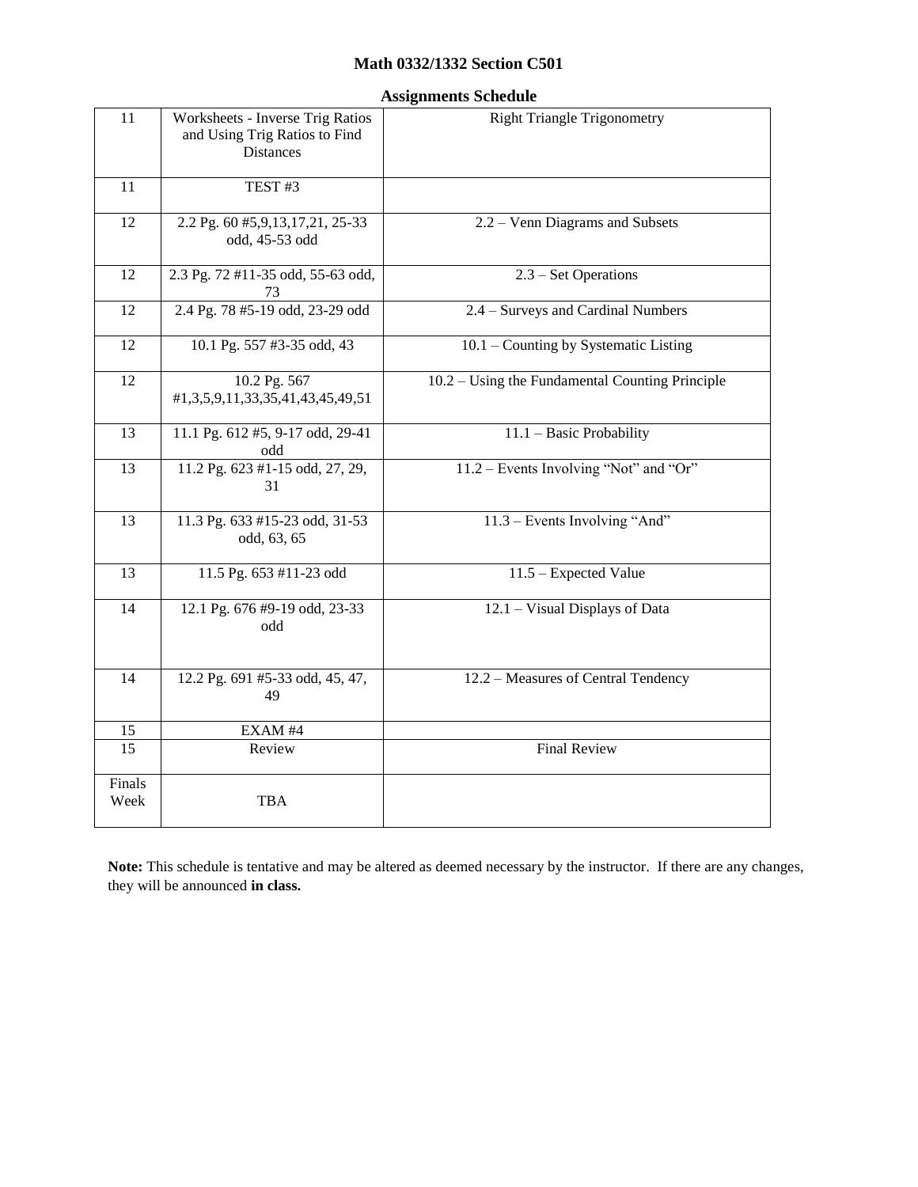**Math 0332/1332 Section C501**

**Assignments Schedule**

| | | |
|---|---|---|
| 11 | Worksheets - Inverse Trig Ratios and Using Trig Ratios to Find Distances | Right Triangle Trigonometry |
| 11 | TEST #3 | |
| 12 | 2.2 Pg. 60 #5,9,13,17,21, 25-33 odd, 45-53 odd | 2.2 – Venn Diagrams and Subsets |
| 12 | 2.3 Pg. 72 #11-35 odd, 55-63 odd, 73 | 2.3 – Set Operations |
| 12 | 2.4 Pg. 78 #5-19 odd, 23-29 odd | 2.4 – Surveys and Cardinal Numbers |
| 12 | 10.1 Pg. 557 #3-35 odd, 43 | 10.1 – Counting by Systematic Listing |
| 12 | 10.2 Pg. 567 #1,3,5,9,11,33,35,41,43,45,49,51 | 10.2 – Using the Fundamental Counting Principle |
| 13 | 11.1 Pg. 612 #5, 9-17 odd, 29-41 odd | 11.1 – Basic Probability |
| 13 | 11.2 Pg. 623 #1-15 odd, 27, 29, 31 | 11.2 – Events Involving "Not" and "Or" |
| 13 | 11.3 Pg. 633 #15-23 odd, 31-53 odd, 63, 65 | 11.3 – Events Involving "And" |
| 13 | 11.5 Pg. 653 #11-23 odd | 11.5 – Expected Value |
| 14 | 12.1 Pg. 676 #9-19 odd, 23-33 odd | 12.1 – Visual Displays of Data |
| 14 | 12.2 Pg. 691 #5-33 odd, 45, 47, 49 | 12.2 – Measures of Central Tendency |
| 15 | EXAM #4 | |
| 15 | Review | Final Review |
| Finals Week | TBA | |

**Note:** This schedule is tentative and may be altered as deemed necessary by the instructor. If there are any changes, they will be announced **in class.**